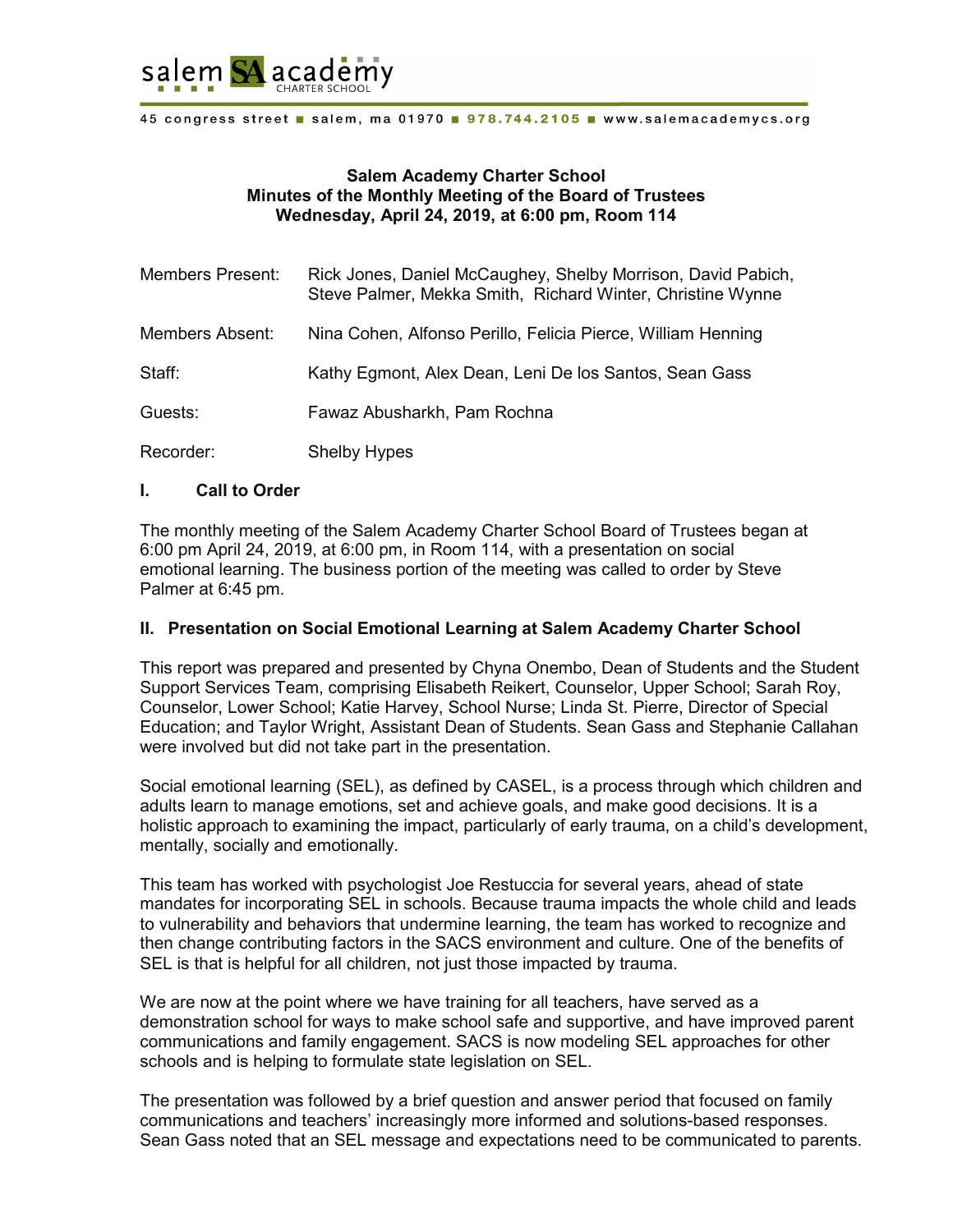salem SA academy CHARTER SCHOOL

45 congress street ■ salem, ma 01970 ■ 978.744.2105 ■ www.salemacademycs.org

**Salem Academy Charter School**
**Minutes of the Monthly Meeting of the Board of Trustees**
**Wednesday, April 24, 2019, at 6:00 pm, Room 114**

| | |
|---|---|
| Members Present: | Rick Jones, Daniel McCaughey, Shelby Morrison, David Pabich, Steve Palmer, Mekka Smith, Richard Winter, Christine Wynne |
| Members Absent: | Nina Cohen, Alfonso Perillo, Felicia Pierce, William Henning |
| Staff: | Kathy Egmont, Alex Dean, Leni De los Santos, Sean Gass |
| Guests: | Fawaz Abusharkh, Pam Rochna |
| Recorder: | Shelby Hypes |

## I. Call to Order

The monthly meeting of the Salem Academy Charter School Board of Trustees began at 6:00 pm April 24, 2019, at 6:00 pm, in Room 114, with a presentation on social emotional learning. The business portion of the meeting was called to order by Steve Palmer at 6:45 pm.

## II. Presentation on Social Emotional Learning at Salem Academy Charter School

This report was prepared and presented by Chyna Onembo, Dean of Students and the Student Support Services Team, comprising Elisabeth Reikert, Counselor, Upper School; Sarah Roy, Counselor, Lower School; Katie Harvey, School Nurse; Linda St. Pierre, Director of Special Education; and Taylor Wright, Assistant Dean of Students. Sean Gass and Stephanie Callahan were involved but did not take part in the presentation.

Social emotional learning (SEL), as defined by CASEL, is a process through which children and adults learn to manage emotions, set and achieve goals, and make good decisions. It is a holistic approach to examining the impact, particularly of early trauma, on a child's development, mentally, socially and emotionally.

This team has worked with psychologist Joe Restuccia for several years, ahead of state mandates for incorporating SEL in schools. Because trauma impacts the whole child and leads to vulnerability and behaviors that undermine learning, the team has worked to recognize and then change contributing factors in the SACS environment and culture. One of the benefits of SEL is that is helpful for all children, not just those impacted by trauma.

We are now at the point where we have training for all teachers, have served as a demonstration school for ways to make school safe and supportive, and have improved parent communications and family engagement. SACS is now modeling SEL approaches for other schools and is helping to formulate state legislation on SEL.

The presentation was followed by a brief question and answer period that focused on family communications and teachers' increasingly more informed and solutions-based responses. Sean Gass noted that an SEL message and expectations need to be communicated to parents.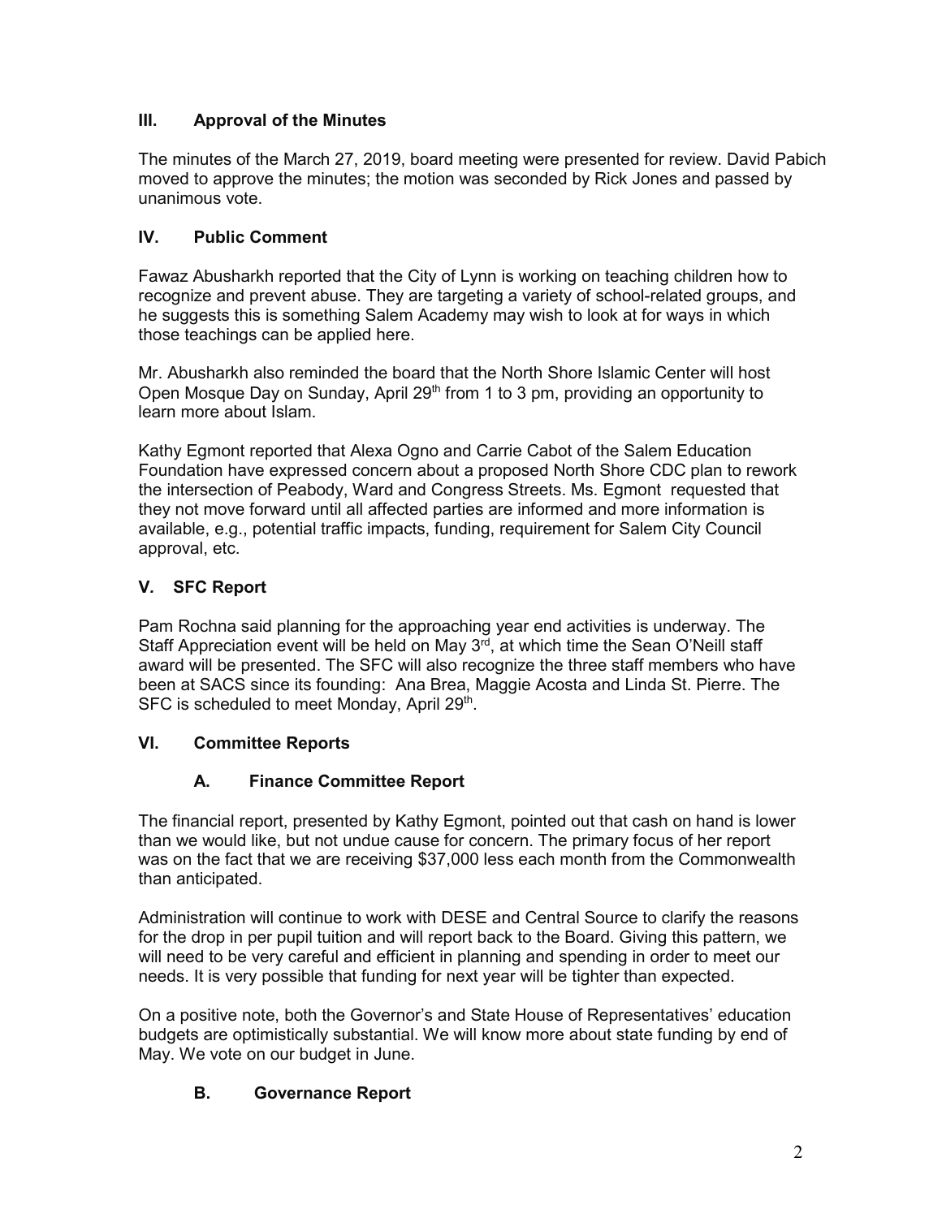## III. Approval of the Minutes

The minutes of the March 27, 2019, board meeting were presented for review. David Pabich moved to approve the minutes; the motion was seconded by Rick Jones and passed by unanimous vote.

## IV. Public Comment

Fawaz Abusharkh reported that the City of Lynn is working on teaching children how to recognize and prevent abuse. They are targeting a variety of school-related groups, and he suggests this is something Salem Academy may wish to look at for ways in which those teachings can be applied here.

Mr. Abusharkh also reminded the board that the North Shore Islamic Center will host Open Mosque Day on Sunday, April 29th from 1 to 3 pm, providing an opportunity to learn more about Islam.

Kathy Egmont reported that Alexa Ogno and Carrie Cabot of the Salem Education Foundation have expressed concern about a proposed North Shore CDC plan to rework the intersection of Peabody, Ward and Congress Streets. Ms. Egmont requested that they not move forward until all affected parties are informed and more information is available, e.g., potential traffic impacts, funding, requirement for Salem City Council approval, etc.

## V. SFC Report

Pam Rochna said planning for the approaching year end activities is underway. The Staff Appreciation event will be held on May 3rd, at which time the Sean O'Neill staff award will be presented. The SFC will also recognize the three staff members who have been at SACS since its founding: Ana Brea, Maggie Acosta and Linda St. Pierre. The SFC is scheduled to meet Monday, April 29th.

## VI. Committee Reports

### A. Finance Committee Report

The financial report, presented by Kathy Egmont, pointed out that cash on hand is lower than we would like, but not undue cause for concern. The primary focus of her report was on the fact that we are receiving $37,000 less each month from the Commonwealth than anticipated.

Administration will continue to work with DESE and Central Source to clarify the reasons for the drop in per pupil tuition and will report back to the Board. Giving this pattern, we will need to be very careful and efficient in planning and spending in order to meet our needs. It is very possible that funding for next year will be tighter than expected.

On a positive note, both the Governor's and State House of Representatives' education budgets are optimistically substantial. We will know more about state funding by end of May. We vote on our budget in June.

### B. Governance Report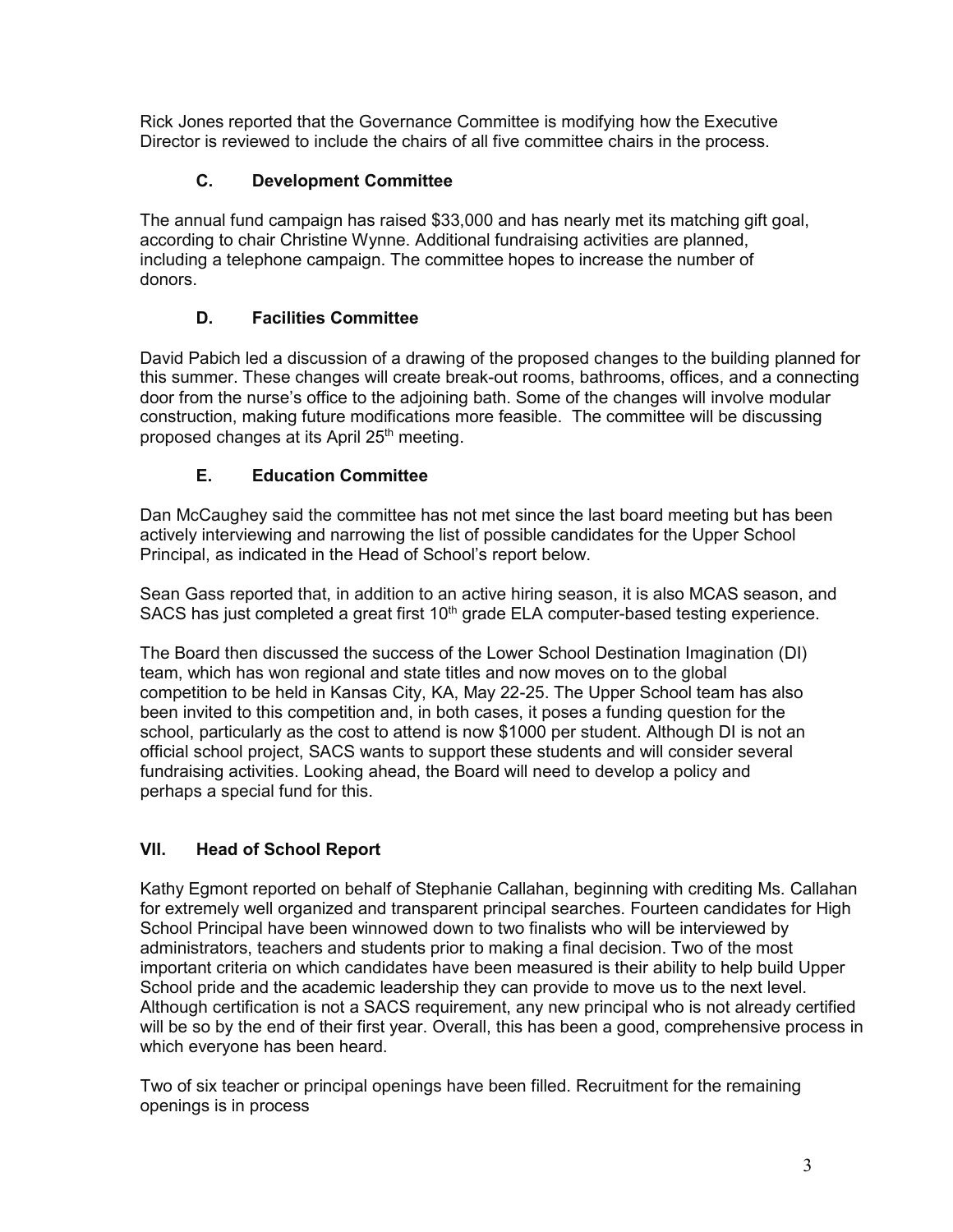Rick Jones reported that the Governance Committee is modifying how the Executive Director is reviewed to include the chairs of all five committee chairs in the process.

### C. Development Committee

The annual fund campaign has raised $33,000 and has nearly met its matching gift goal, according to chair Christine Wynne. Additional fundraising activities are planned, including a telephone campaign. The committee hopes to increase the number of donors.

### D. Facilities Committee

David Pabich led a discussion of a drawing of the proposed changes to the building planned for this summer. These changes will create break-out rooms, bathrooms, offices, and a connecting door from the nurse's office to the adjoining bath. Some of the changes will involve modular construction, making future modifications more feasible. The committee will be discussing proposed changes at its April 25th meeting.

### E. Education Committee

Dan McCaughey said the committee has not met since the last board meeting but has been actively interviewing and narrowing the list of possible candidates for the Upper School Principal, as indicated in the Head of School's report below.

Sean Gass reported that, in addition to an active hiring season, it is also MCAS season, and SACS has just completed a great first 10th grade ELA computer-based testing experience.

The Board then discussed the success of the Lower School Destination Imagination (DI) team, which has won regional and state titles and now moves on to the global competition to be held in Kansas City, KA, May 22-25. The Upper School team has also been invited to this competition and, in both cases, it poses a funding question for the school, particularly as the cost to attend is now $1000 per student. Although DI is not an official school project, SACS wants to support these students and will consider several fundraising activities. Looking ahead, the Board will need to develop a policy and perhaps a special fund for this.

## VII. Head of School Report

Kathy Egmont reported on behalf of Stephanie Callahan, beginning with crediting Ms. Callahan for extremely well organized and transparent principal searches. Fourteen candidates for High School Principal have been winnowed down to two finalists who will be interviewed by administrators, teachers and students prior to making a final decision. Two of the most important criteria on which candidates have been measured is their ability to help build Upper School pride and the academic leadership they can provide to move us to the next level. Although certification is not a SACS requirement, any new principal who is not already certified will be so by the end of their first year. Overall, this has been a good, comprehensive process in which everyone has been heard.

Two of six teacher or principal openings have been filled. Recruitment for the remaining openings is in process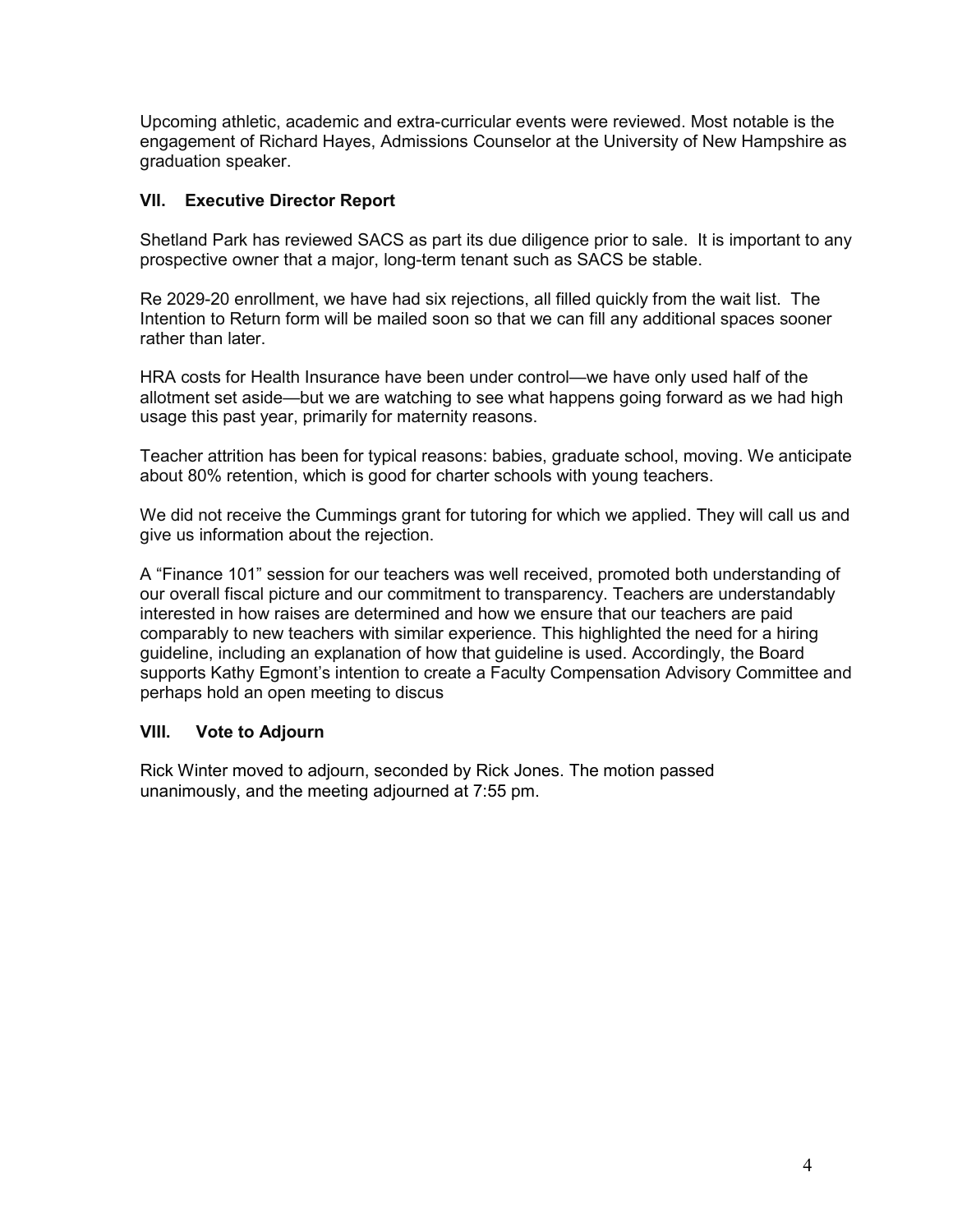Upcoming athletic, academic and extra-curricular events were reviewed. Most notable is the engagement of Richard Hayes, Admissions Counselor at the University of New Hampshire as graduation speaker.

## VII. Executive Director Report

Shetland Park has reviewed SACS as part its due diligence prior to sale. It is important to any prospective owner that a major, long-term tenant such as SACS be stable.

Re 2029-20 enrollment, we have had six rejections, all filled quickly from the wait list. The Intention to Return form will be mailed soon so that we can fill any additional spaces sooner rather than later.

HRA costs for Health Insurance have been under control—we have only used half of the allotment set aside—but we are watching to see what happens going forward as we had high usage this past year, primarily for maternity reasons.

Teacher attrition has been for typical reasons: babies, graduate school, moving. We anticipate about 80% retention, which is good for charter schools with young teachers.

We did not receive the Cummings grant for tutoring for which we applied. They will call us and give us information about the rejection.

A "Finance 101" session for our teachers was well received, promoted both understanding of our overall fiscal picture and our commitment to transparency. Teachers are understandably interested in how raises are determined and how we ensure that our teachers are paid comparably to new teachers with similar experience. This highlighted the need for a hiring guideline, including an explanation of how that guideline is used. Accordingly, the Board supports Kathy Egmont's intention to create a Faculty Compensation Advisory Committee and perhaps hold an open meeting to discus

## VIII. Vote to Adjourn

Rick Winter moved to adjourn, seconded by Rick Jones. The motion passed unanimously, and the meeting adjourned at 7:55 pm.